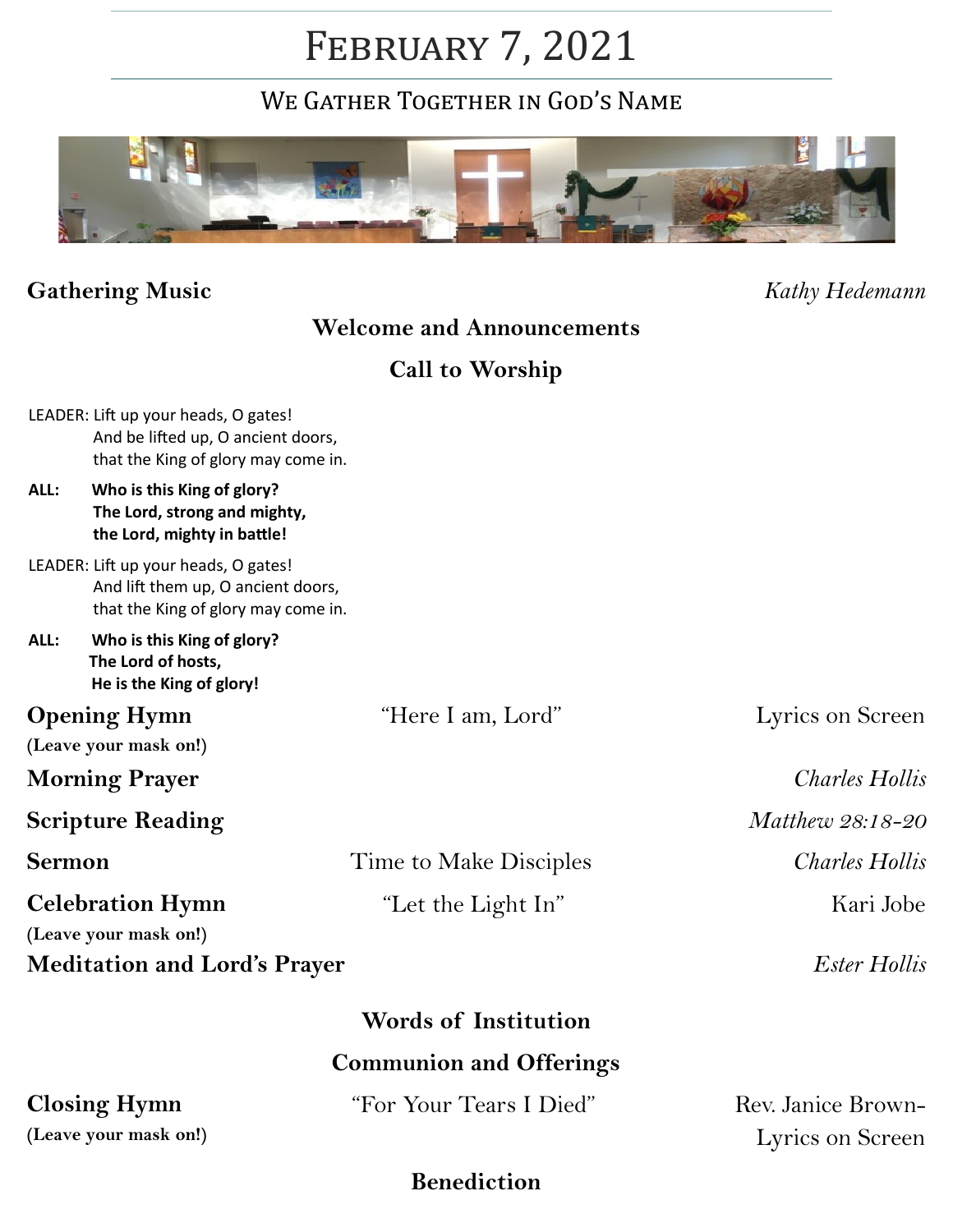# February 7, 2021

## We Gather Together in God's Name

**Gathering Music** *Kathy Hedemann*

**Welcome and Announcements**

**Call to Worship**

LEADER: Lift up your heads, O gates!
And be lifted up, O ancient doors,
that the King of glory may come in.

**ALL: Who is this King of glory?**
**The Lord, strong and mighty,**
**the Lord, mighty in battle!**

LEADER: Lift up your heads, O gates!
And lift them up, O ancient doors,
that the King of glory may come in.

**ALL: Who is this King of glory?**
**The Lord of hosts,**
**He is the King of glory!**

**Opening Hymn** "Here I am, Lord" Lyrics on Screen
**(Leave your mask on!)**

**Morning Prayer** *Charles Hollis*

**Scripture Reading** *Matthew 28:18-20*

**Sermon** Time to Make Disciples *Charles Hollis*

**Celebration Hymn** "Let the Light In" Kari Jobe
**(Leave your mask on!)**

**Meditation and Lord's Prayer** *Ester Hollis*

**Words of Institution**

**Communion and Offerings**

**Closing Hymn** "For Your Tears I Died" Rev. Janice Brown-Lyrics on Screen
**(Leave your mask on!)**

**Benediction**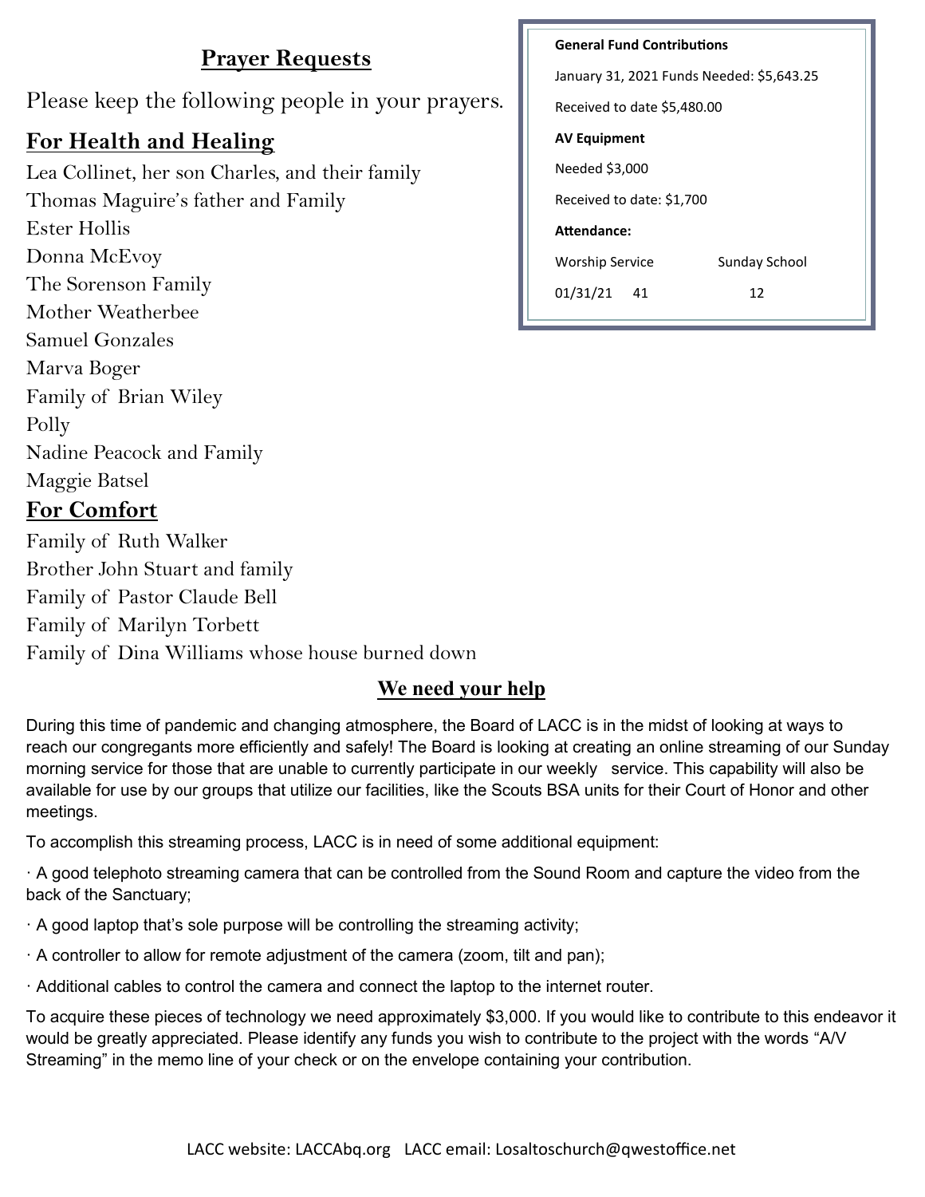## Prayer Requests

Please keep the following people in your prayers.

### For Health and Healing

Lea Collinet, her son Charles, and their family
Thomas Maguire's father and Family
Ester Hollis
Donna McEvoy
The Sorenson Family
Mother Weatherbee
Samuel Gonzales
Marva Boger
Family of Brian Wiley
Polly
Nadine Peacock and Family
Maggie Batsel

### For Comfort

Family of Ruth Walker
Brother John Stuart and family
Family of Pastor Claude Bell
Family of Marilyn Torbett
Family of Dina Williams whose house burned down

**General Fund Contributions**

January 31, 2021 Funds Needed: $5,643.25

Received to date $5,480.00

**AV Equipment**

Needed $3,000

Received to date: $1,700

**Attendance:**

| | Worship Service | Sunday School |
|---|---|---|
| 01/31/21 | 41 | 12 |

## We need your help

During this time of pandemic and changing atmosphere, the Board of LACC is in the midst of looking at ways to reach our congregants more efficiently and safely! The Board is looking at creating an online streaming of our Sunday morning service for those that are unable to currently participate in our weekly service. This capability will also be available for use by our groups that utilize our facilities, like the Scouts BSA units for their Court of Honor and other meetings.

To accomplish this streaming process, LACC is in need of some additional equipment:

- A good telephoto streaming camera that can be controlled from the Sound Room and capture the video from the back of the Sanctuary;
- A good laptop that's sole purpose will be controlling the streaming activity;
- A controller to allow for remote adjustment of the camera (zoom, tilt and pan);
- Additional cables to control the camera and connect the laptop to the internet router.

To acquire these pieces of technology we need approximately $3,000. If you would like to contribute to this endeavor it would be greatly appreciated. Please identify any funds you wish to contribute to the project with the words "A/V Streaming" in the memo line of your check or on the envelope containing your contribution.

LACC website: LACCAbq.org LACC email: Losaltoschurch@qwestoffice.net